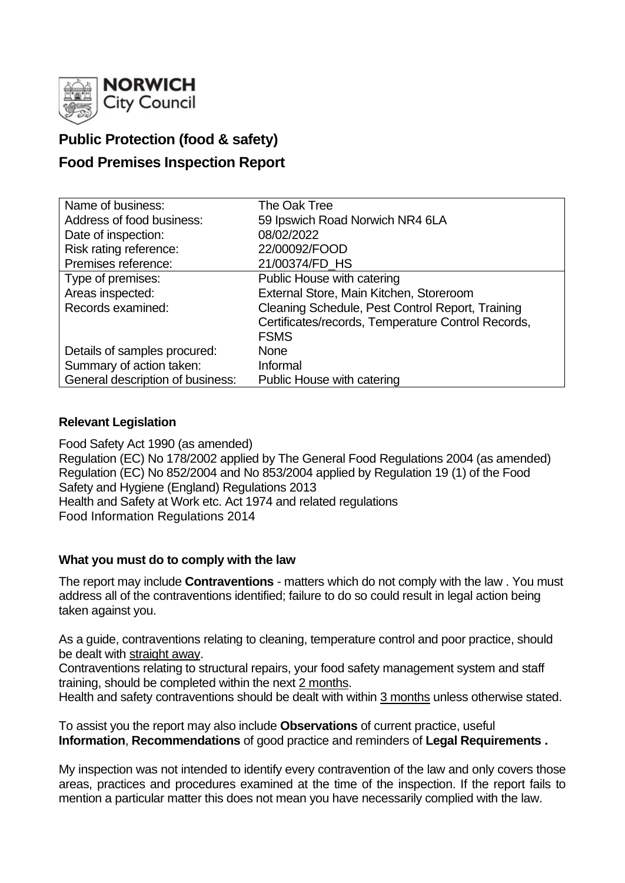**NORWICH City Council**

# Public Protection (food & safety)

# Food Premises Inspection Report

| | |
|---|---|
| Name of business: | The Oak Tree |
| Address of food business: | 59 Ipswich Road Norwich NR4 6LA |
| Date of inspection: | 08/02/2022 |
| Risk rating reference: | 22/00092/FOOD |
| Premises reference: | 21/00374/FD_HS |
| Type of premises: | Public House with catering |
| Areas inspected: | External Store, Main Kitchen, Storeroom |
| Records examined: | Cleaning Schedule, Pest Control Report, Training Certificates/records, Temperature Control Records, FSMS |
| Details of samples procured: | None |
| Summary of action taken: | Informal |
| General description of business: | Public House with catering |

### Relevant Legislation

Food Safety Act 1990 (as amended)
Regulation (EC) No 178/2002 applied by The General Food Regulations 2004 (as amended)
Regulation (EC) No 852/2004 and No 853/2004 applied by Regulation 19 (1) of the Food Safety and Hygiene (England) Regulations 2013
Health and Safety at Work etc. Act 1974 and related regulations
Food Information Regulations 2014

### What you must do to comply with the law

The report may include **Contraventions** - matters which do not comply with the law . You must address all of the contraventions identified; failure to do so could result in legal action being taken against you.

As a guide, contraventions relating to cleaning, temperature control and poor practice, should be dealt with straight away.
Contraventions relating to structural repairs, your food safety management system and staff training, should be completed within the next 2 months.
Health and safety contraventions should be dealt with within 3 months unless otherwise stated.

To assist you the report may also include **Observations** of current practice, useful **Information**, **Recommendations** of good practice and reminders of **Legal Requirements .**

My inspection was not intended to identify every contravention of the law and only covers those areas, practices and procedures examined at the time of the inspection. If the report fails to mention a particular matter this does not mean you have necessarily complied with the law.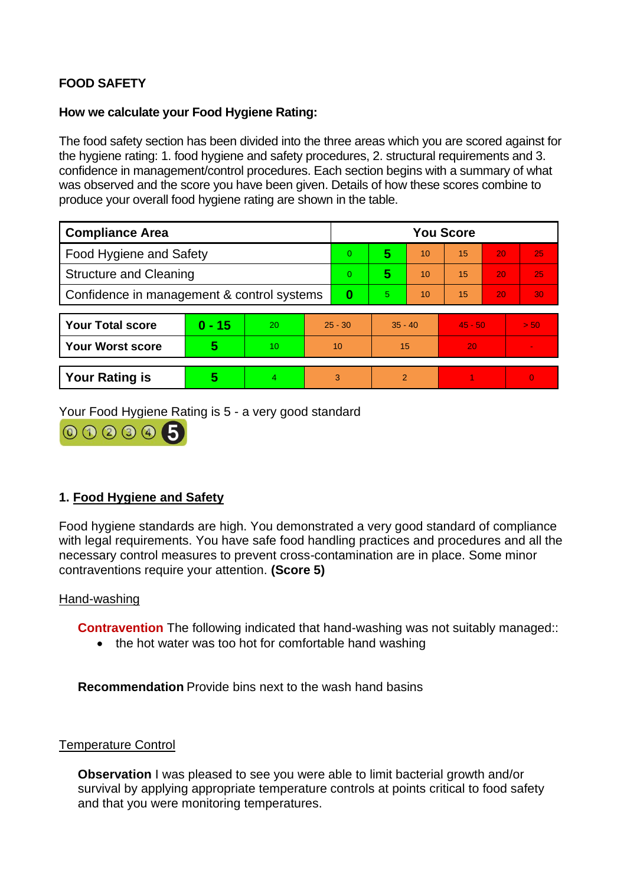**FOOD SAFETY**

**How we calculate your Food Hygiene Rating:**

The food safety section has been divided into the three areas which you are scored against for the hygiene rating: 1. food hygiene and safety procedures, 2. structural requirements and 3. confidence in management/control procedures. Each section begins with a summary of what was observed and the score you have been given. Details of how these scores combine to produce your overall food hygiene rating are shown in the table.

| Compliance Area | You Score | | | | | |
|---|---|---|---|---|---|---|
| Food Hygiene and Safety | 0 | **5** | 10 | 15 | 20 | 25 |
| Structure and Cleaning | 0 | **5** | 10 | 15 | 20 | 25 |
| Confidence in management & control systems | **0** | 5 | 10 | 15 | 20 | 30 |

| | | | | | | |
|---|---|---|---|---|---|---|
| **Your Total score** | **0 - 15** | 20 | 25 - 30 | 35 - 40 | 45 - 50 | > 50 |
| **Your Worst score** | **5** | 10 | 10 | 15 | 20 | - |

| | | | | | | |
|---|---|---|---|---|---|---|
| **Your Rating is** | **5** | 4 | 3 | 2 | 1 | 0 |

Your Food Hygiene Rating is 5 - a very good standard

## 1. Food Hygiene and Safety

Food hygiene standards are high. You demonstrated a very good standard of compliance with legal requirements. You have safe food handling practices and procedures and all the necessary control measures to prevent cross-contamination are in place. Some minor contraventions require your attention. **(Score 5)**

### Hand-washing

**Contravention** The following indicated that hand-washing was not suitably managed::

- the hot water was too hot for comfortable hand washing

**Recommendation** Provide bins next to the wash hand basins

### Temperature Control

**Observation** I was pleased to see you were able to limit bacterial growth and/or survival by applying appropriate temperature controls at points critical to food safety and that you were monitoring temperatures.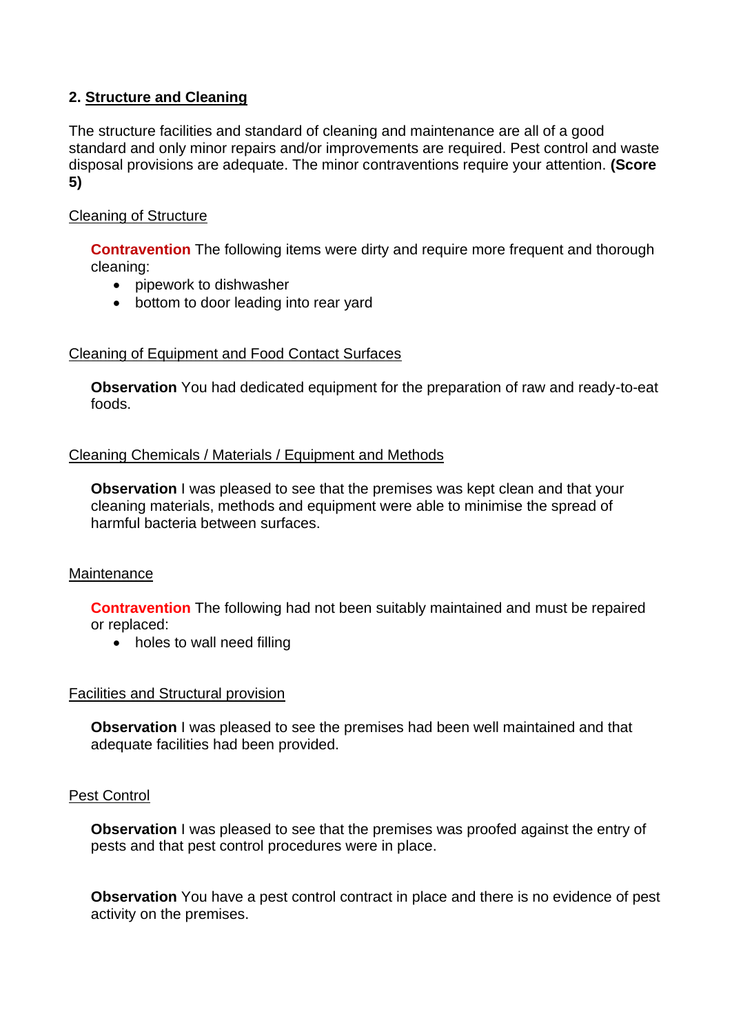## 2. Structure and Cleaning

The structure facilities and standard of cleaning and maintenance are all of a good standard and only minor repairs and/or improvements are required. Pest control and waste disposal provisions are adequate. The minor contraventions require your attention. **(Score 5)**

### Cleaning of Structure

**Contravention** The following items were dirty and require more frequent and thorough cleaning:

- pipework to dishwasher
- bottom to door leading into rear yard

### Cleaning of Equipment and Food Contact Surfaces

**Observation** You had dedicated equipment for the preparation of raw and ready-to-eat foods.

### Cleaning Chemicals / Materials / Equipment and Methods

**Observation** I was pleased to see that the premises was kept clean and that your cleaning materials, methods and equipment were able to minimise the spread of harmful bacteria between surfaces.

### Maintenance

**Contravention** The following had not been suitably maintained and must be repaired or replaced:

- holes to wall need filling

### Facilities and Structural provision

**Observation** I was pleased to see the premises had been well maintained and that adequate facilities had been provided.

### Pest Control

**Observation** I was pleased to see that the premises was proofed against the entry of pests and that pest control procedures were in place.

**Observation** You have a pest control contract in place and there is no evidence of pest activity on the premises.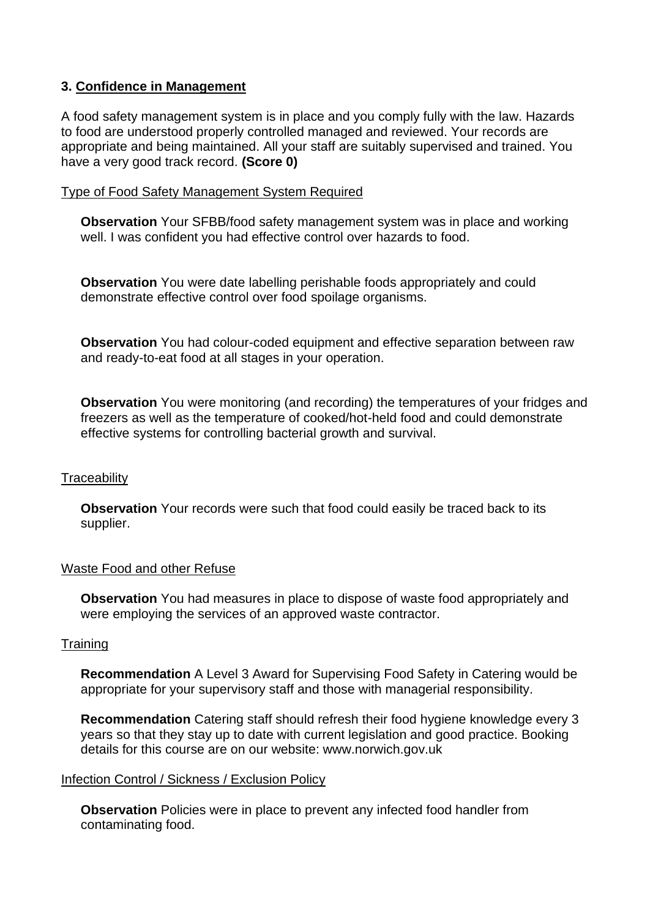### 3. Confidence in Management

A food safety management system is in place and you comply fully with the law. Hazards to food are understood properly controlled managed and reviewed. Your records are appropriate and being maintained. All your staff are suitably supervised and trained. You have a very good track record. **(Score 0)**

Type of Food Safety Management System Required

**Observation** Your SFBB/food safety management system was in place and working well. I was confident you had effective control over hazards to food.

**Observation** You were date labelling perishable foods appropriately and could demonstrate effective control over food spoilage organisms.

**Observation** You had colour-coded equipment and effective separation between raw and ready-to-eat food at all stages in your operation.

**Observation** You were monitoring (and recording) the temperatures of your fridges and freezers as well as the temperature of cooked/hot-held food and could demonstrate effective systems for controlling bacterial growth and survival.

Traceability

**Observation** Your records were such that food could easily be traced back to its supplier.

Waste Food and other Refuse

**Observation** You had measures in place to dispose of waste food appropriately and were employing the services of an approved waste contractor.

Training

**Recommendation** A Level 3 Award for Supervising Food Safety in Catering would be appropriate for your supervisory staff and those with managerial responsibility.

**Recommendation** Catering staff should refresh their food hygiene knowledge every 3 years so that they stay up to date with current legislation and good practice. Booking details for this course are on our website: www.norwich.gov.uk

Infection Control / Sickness / Exclusion Policy

**Observation** Policies were in place to prevent any infected food handler from contaminating food.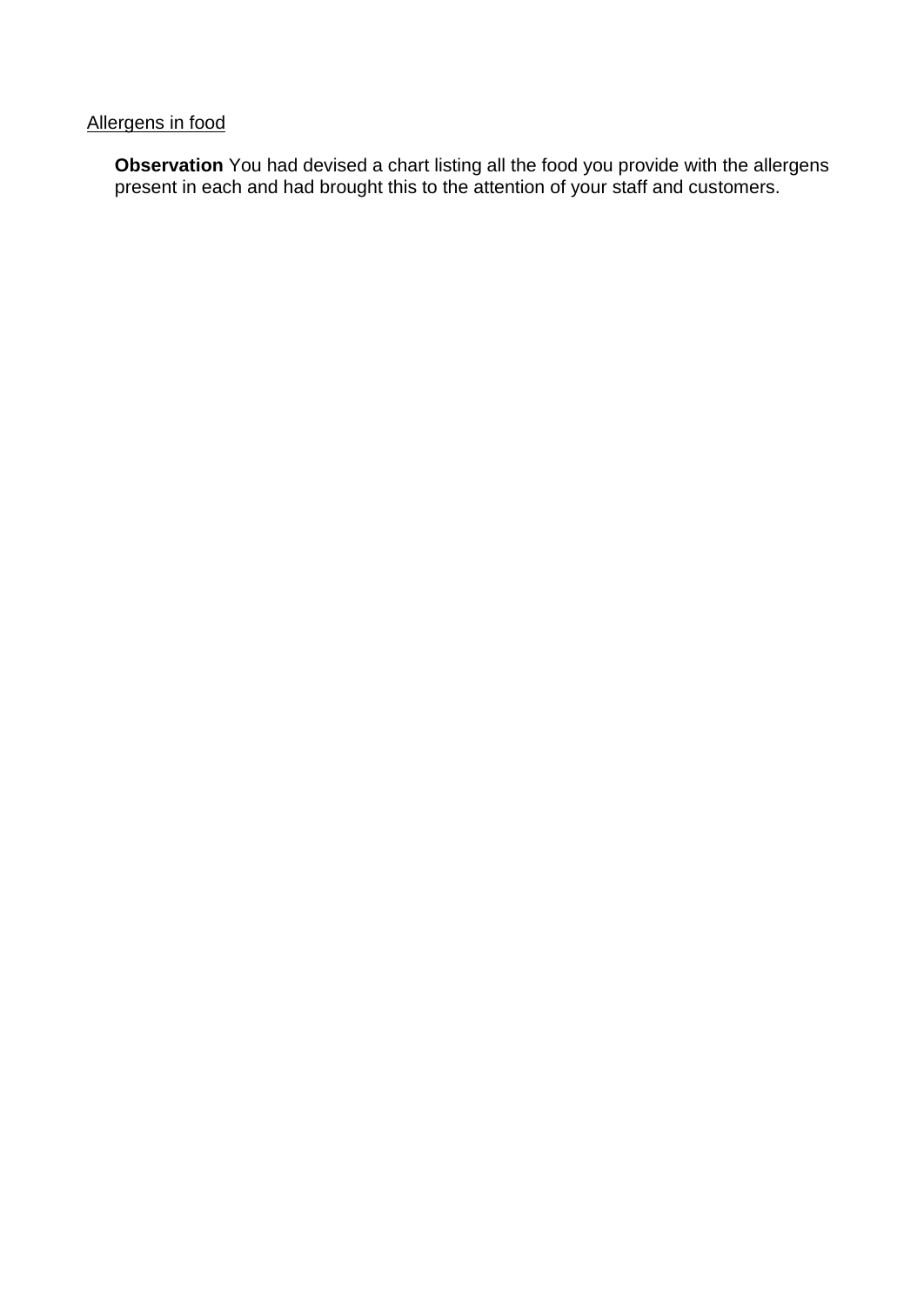<u>Allergens in food</u>

**Observation** You had devised a chart listing all the food you provide with the allergens present in each and had brought this to the attention of your staff and customers.